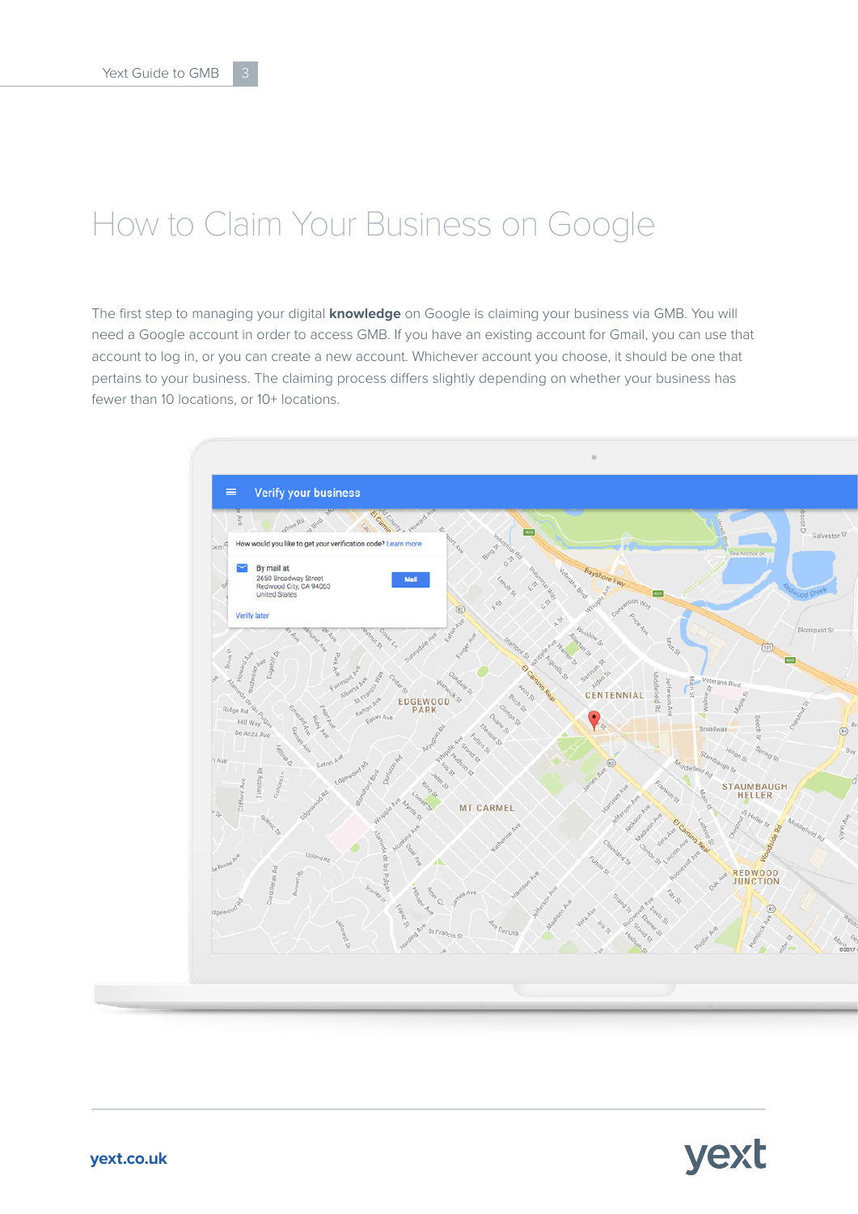# How to Claim Your Business on Google

The first step to managing your digital **knowledge** on Google is claiming your business via GMB. You will need a Google account in order to access GMB. If you have an existing account for Gmail, you can use that account to log in, or you can create a new account. Whichever account you choose, it should be one that pertains to your business. The claiming process differs slightly depending on whether your business has fewer than 10 locations, or 10+ locations.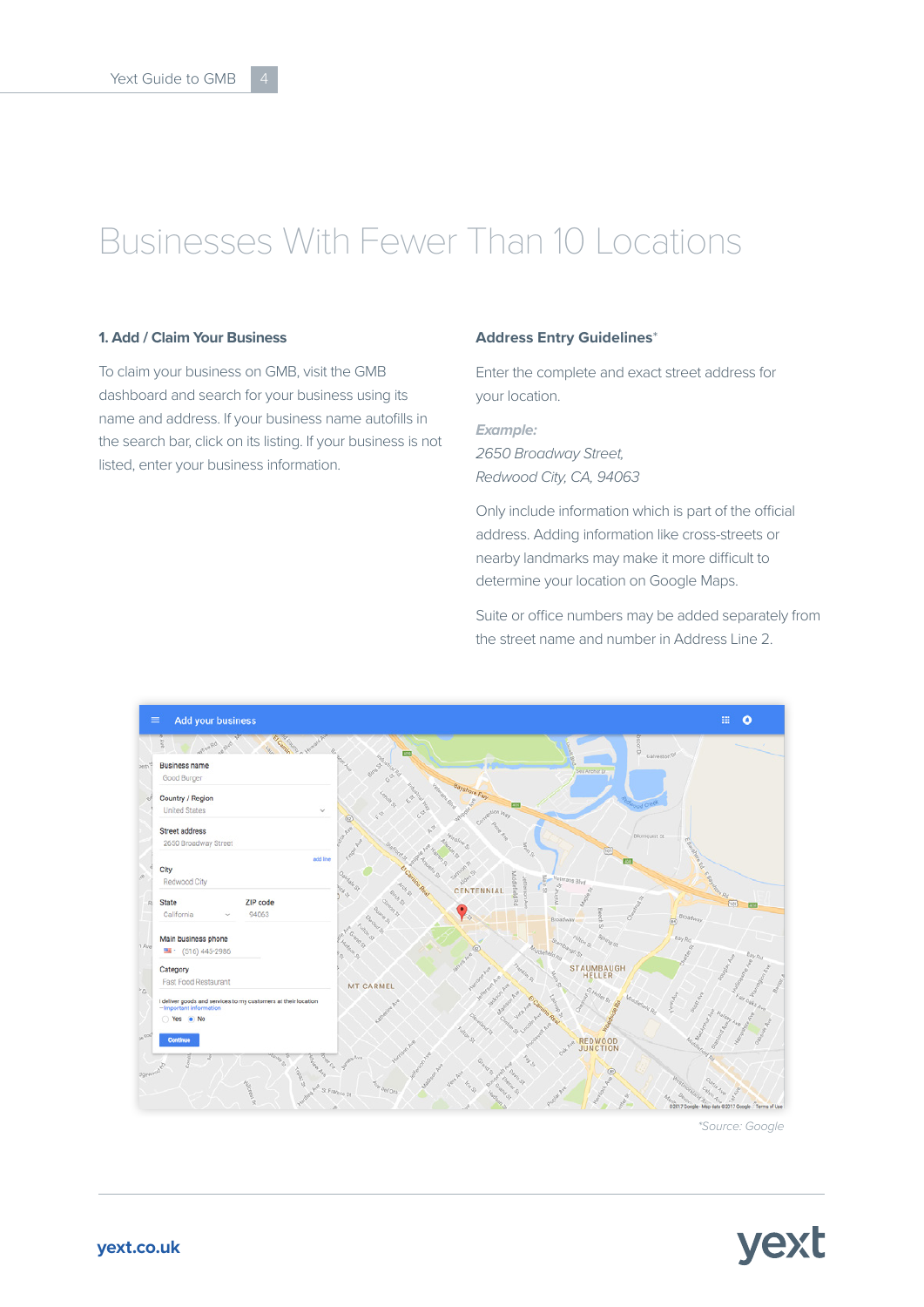# Businesses With Fewer Than 10 Locations

### 1. Add / Claim Your Business

To claim your business on GMB, visit the GMB dashboard and search for your business using its name and address. If your business name autofills in the search bar, click on its listing. If your business is not listed, enter your business information.

### Address Entry Guidelines*

Enter the complete and exact street address for your location.

*Example:*
*2650 Broadway Street,*
*Redwood City, CA, 94063*

Only include information which is part of the official address. Adding information like cross-streets or nearby landmarks may make it more difficult to determine your location on Google Maps.

Suite or office numbers may be added separately from the street name and number in Address Line 2.

*Source: Google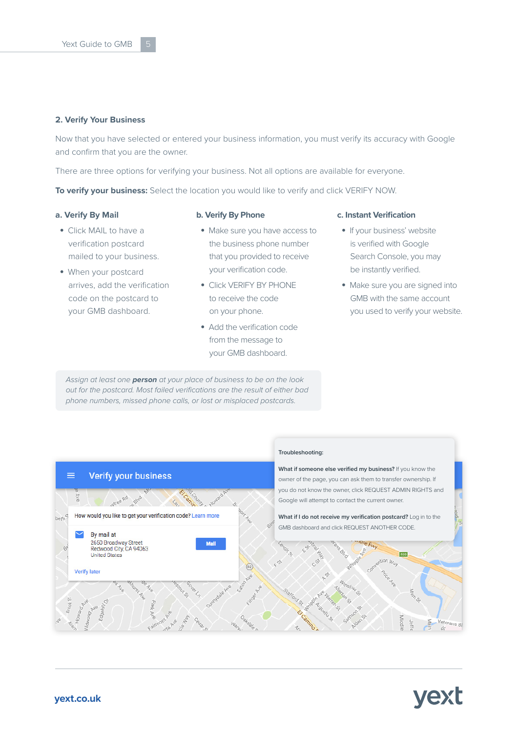## 2. Verify Your Business

Now that you have selected or entered your business information, you must verify its accuracy with Google and confirm that you are the owner.

There are three options for verifying your business. Not all options are available for everyone.

**To verify your business:** Select the location you would like to verify and click VERIFY NOW.

### a. Verify By Mail

- Click MAIL to have a verification postcard mailed to your business.
- When your postcard arrives, add the verification code on the postcard to your GMB dashboard.

### b. Verify By Phone

- Make sure you have access to the business phone number that you provided to receive your verification code.
- Click VERIFY BY PHONE to receive the code on your phone.
- Add the verification code from the message to your GMB dashboard.

### c. Instant Verification

- If your business' website is verified with Google Search Console, you may be instantly verified.
- Make sure you are signed into GMB with the same account you used to verify your website.

*Assign at least one **person** at your place of business to be on the look out for the postcard. Most failed verifications are the result of either bad phone numbers, missed phone calls, or lost or misplaced postcards.*

Verify your business

How would you like to get your verification code? Learn more

By mail at
2650 Broadway Street
Redwood City, CA 94063
United States

Mail

Verify later

**Troubleshooting:**

**What if someone else verified my business?** If you know the owner of the page, you can ask them to transfer ownership. If you do not know the owner, click REQUEST ADMIN RIGHTS and Google will attempt to contact the current owner.

**What if I do not receive my verification postcard?** Log in to the GMB dashboard and click REQUEST ANOTHER CODE.

yext.co.uk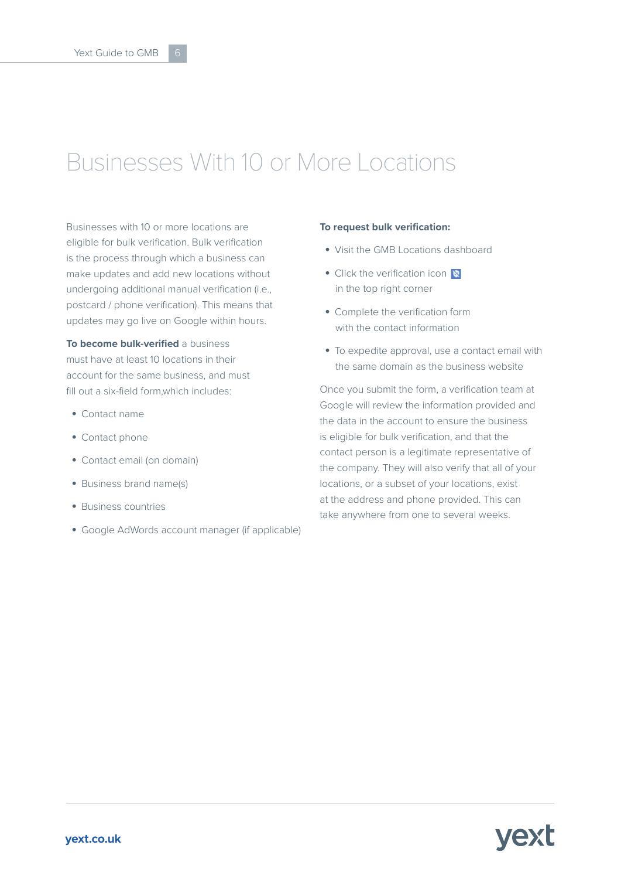# Businesses With 10 or More Locations

Businesses with 10 or more locations are eligible for bulk verification. Bulk verification is the process through which a business can make updates and add new locations without undergoing additional manual verification (i.e., postcard / phone verification). This means that updates may go live on Google within hours.

**To become bulk-verified** a business must have at least 10 locations in their account for the same business, and must fill out a six-field form,which includes:

- Contact name
- Contact phone
- Contact email (on domain)
- Business brand name(s)
- Business countries
- Google AdWords account manager (if applicable)

**To request bulk verification:**

- Visit the GMB Locations dashboard
- Click the verification icon in the top right corner
- Complete the verification form with the contact information
- To expedite approval, use a contact email with the same domain as the business website

Once you submit the form, a verification team at Google will review the information provided and the data in the account to ensure the business is eligible for bulk verification, and that the contact person is a legitimate representative of the company. They will also verify that all of your locations, or a subset of your locations, exist at the address and phone provided. This can take anywhere from one to several weeks.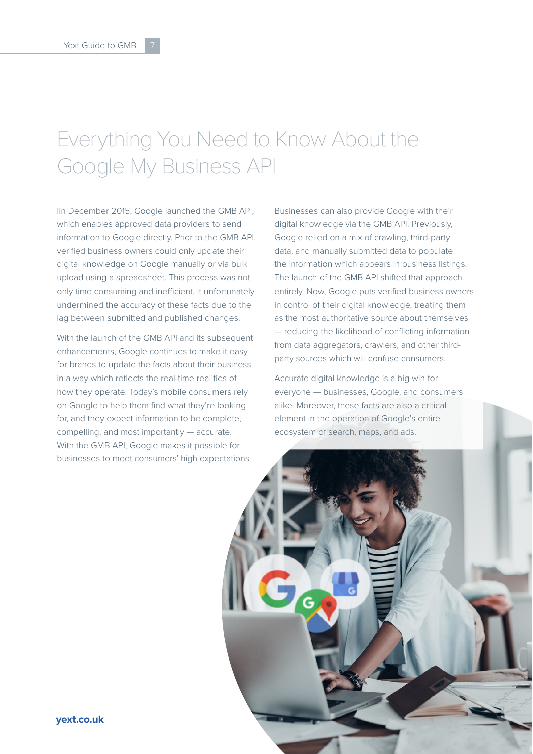# Everything You Need to Know About the Google My Business API

IIn December 2015, Google launched the GMB API, which enables approved data providers to send information to Google directly. Prior to the GMB API, verified business owners could only update their digital knowledge on Google manually or via bulk upload using a spreadsheet. This process was not only time consuming and inefficient, it unfortunately undermined the accuracy of these facts due to the lag between submitted and published changes.

With the launch of the GMB API and its subsequent enhancements, Google continues to make it easy for brands to update the facts about their business in a way which reflects the real-time realities of how they operate. Today's mobile consumers rely on Google to help them find what they're looking for, and they expect information to be complete, compelling, and most importantly — accurate. With the GMB API, Google makes it possible for businesses to meet consumers' high expectations.

Businesses can also provide Google with their digital knowledge via the GMB API. Previously, Google relied on a mix of crawling, third-party data, and manually submitted data to populate the information which appears in business listings. The launch of the GMB API shifted that approach entirely. Now, Google puts verified business owners in control of their digital knowledge, treating them as the most authoritative source about themselves — reducing the likelihood of conflicting information from data aggregators, crawlers, and other third-party sources which will confuse consumers.

Accurate digital knowledge is a big win for everyone — businesses, Google, and consumers alike. Moreover, these facts are also a critical element in the operation of Google's entire ecosystem of search, maps, and ads.

**yext.co.uk**